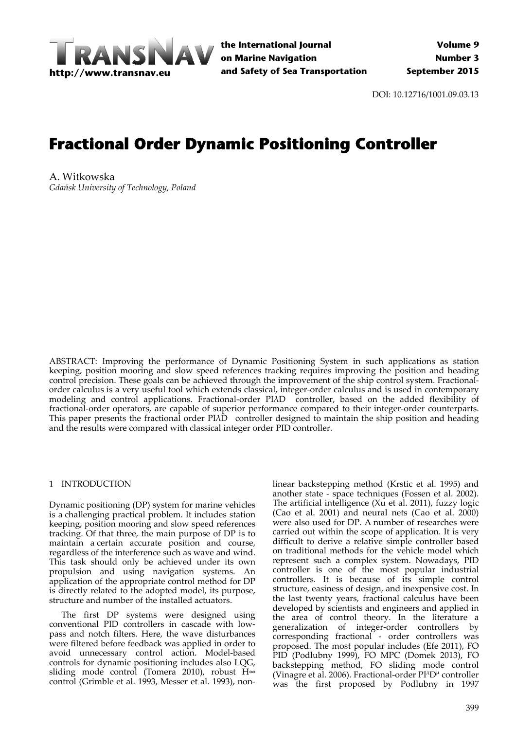DOI: 10.12716/1001.09.03.13

# Fractional Order Dynamic Positioning Controller

A. Witkowska
*Gdańsk University of Technology, Poland*

ABSTRACT: Improving the performance of Dynamic Positioning System in such applications as station keeping, position mooring and slow speed references tracking requires improving the position and heading control precision. These goals can be achieved through the improvement of the ship control system. Fractional-order calculus is a very useful tool which extends classical, integer-order calculus and is used in contemporary modeling and control applications. Fractional-order PIλD controller, based on the added flexibility of fractional-order operators, are capable of superior performance compared to their integer-order counterparts. This paper presents the fractional order PIλD controller designed to maintain the ship position and heading and the results were compared with classical integer order PID controller.

## 1 INTRODUCTION

Dynamic positioning (DP) system for marine vehicles is a challenging practical problem. It includes station keeping, position mooring and slow speed references tracking. Of that three, the main purpose of DP is to maintain a certain accurate position and course, regardless of the interference such as wave and wind. This task should only be achieved under its own propulsion and using navigation systems. An application of the appropriate control method for DP is directly related to the adopted model, its purpose, structure and number of the installed actuators.

The first DP systems were designed using conventional PID controllers in cascade with low-pass and notch filters. Here, the wave disturbances were filtered before feedback was applied in order to avoid unnecessary control action. Model-based controls for dynamic positioning includes also LQG, sliding mode control (Tomera 2010), robust H∞ control (Grimble et al. 1993, Messer et al. 1993), non-linear backstepping method (Krstic et al. 1995) and another state - space techniques (Fossen et al. 2002). The artificial intelligence (Xu et al. 2011), fuzzy logic (Cao et al. 2001) and neural nets (Cao et al. 2000) were also used for DP. A number of researches were carried out within the scope of application. It is very difficult to derive a relative simple controller based on traditional methods for the vehicle model which represent such a complex system. Nowadays, PID controller is one of the most popular industrial controllers. It is because of its simple control structure, easiness of design, and inexpensive cost. In the last twenty years, fractional calculus have been developed by scientists and engineers and applied in the area of control theory. In the literature a generalization of integer-order controllers by corresponding fractional - order controllers was proposed. The most popular includes (Efe 2011), FO PID (Podlubny 1999), FO MPC (Domek 2013), FO backstepping method, FO sliding mode control (Vinagre et al. 2006). Fractional-order $PI^{\lambda}D^{\mu}$ controller was the first proposed by Podlubny in 1997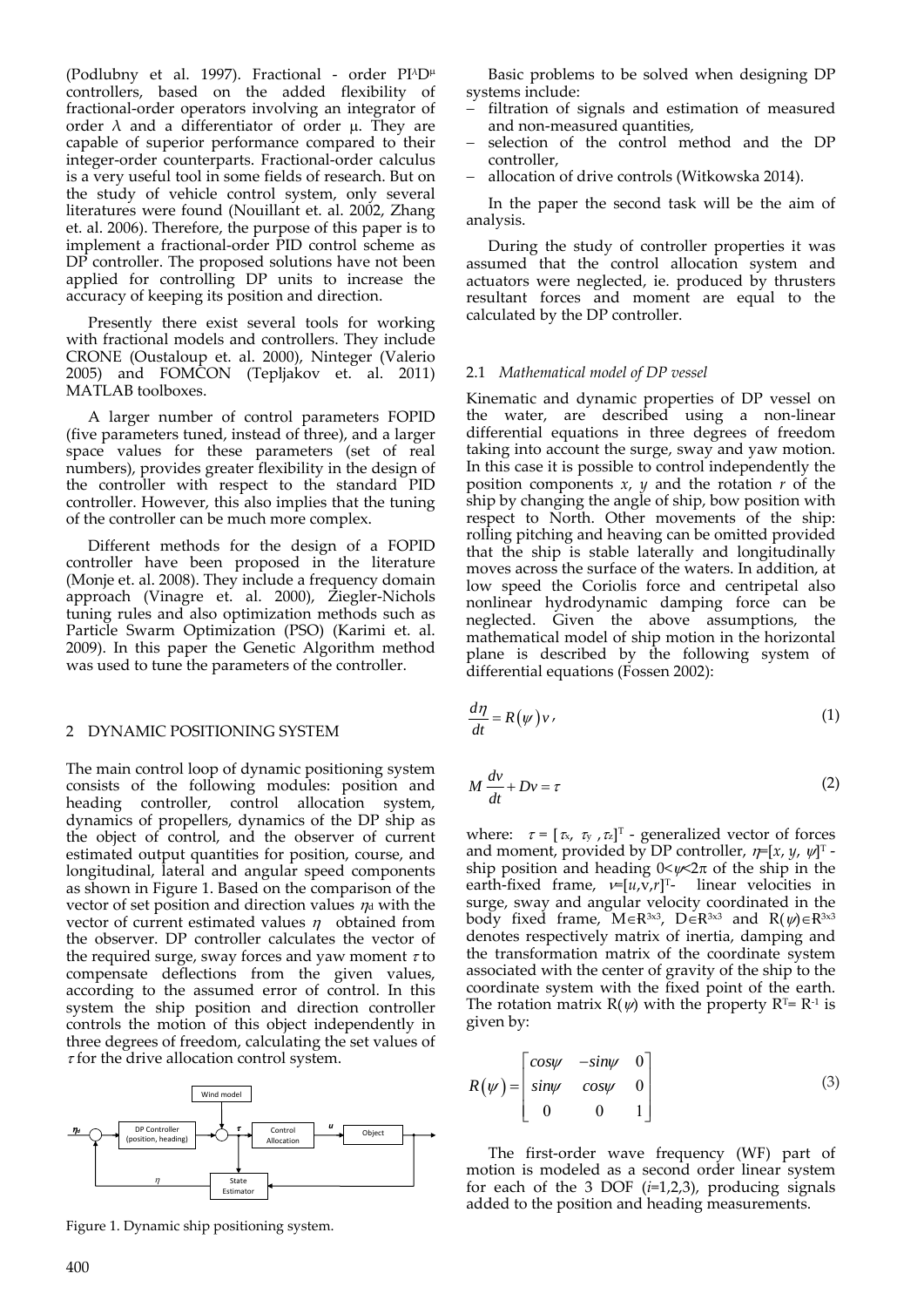(Podlubny et al. 1997). Fractional - order $PI^{\lambda}D^{\mu}$ controllers, based on the added flexibility of fractional-order operators involving an integrator of order $\lambda$ and a differentiator of order $\mu$. They are capable of superior performance compared to their integer-order counterparts. Fractional-order calculus is a very useful tool in some fields of research. But on the study of vehicle control system, only several literatures were found (Nouillant et. al. 2002, Zhang et. al. 2006). Therefore, the purpose of this paper is to implement a fractional-order PID control scheme as DP controller. The proposed solutions have not been applied for controlling DP units to increase the accuracy of keeping its position and direction.

Presently there exist several tools for working with fractional models and controllers. They include CRONE (Oustaloup et. al. 2000), Ninteger (Valerio 2005) and FOMCON (Tepljakov et. al. 2011) MATLAB toolboxes.

A larger number of control parameters FOPID (five parameters tuned, instead of three), and a larger space values for these parameters (set of real numbers), provides greater flexibility in the design of the controller with respect to the standard PID controller. However, this also implies that the tuning of the controller can be much more complex.

Different methods for the design of a FOPID controller have been proposed in the literature (Monje et. al. 2008). They include a frequency domain approach (Vinagre et. al. 2000), Ziegler-Nichols tuning rules and also optimization methods such as Particle Swarm Optimization (PSO) (Karimi et. al. 2009). In this paper the Genetic Algorithm method was used to tune the parameters of the controller.

## 2 DYNAMIC POSITIONING SYSTEM

The main control loop of dynamic positioning system consists of the following modules: position and heading controller, control allocation system, dynamics of propellers, dynamics of the DP ship as the object of control, and the observer of current estimated output quantities for position, course, and longitudinal, lateral and angular speed components as shown in Figure 1. Based on the comparison of the vector of set position and direction values $\eta_d$ with the vector of current estimated values $\eta$ obtained from the observer. DP controller calculates the vector of the required surge, sway forces and yaw moment $\tau$ to compensate deflections from the given values, according to the assumed error of control. In this system the ship position and direction controller controls the motion of this object independently in three degrees of freedom, calculating the set values of $\tau$ for the drive allocation control system.

Figure 1. Dynamic ship positioning system.

Basic problems to be solved when designing DP systems include:

- filtration of signals and estimation of measured and non-measured quantities,
- selection of the control method and the DP controller,
- allocation of drive controls (Witkowska 2014).

In the paper the second task will be the aim of analysis.

During the study of controller properties it was assumed that the control allocation system and actuators were neglected, ie. produced by thrusters resultant forces and moment are equal to the calculated by the DP controller.

### 2.1 *Mathematical model of DP vessel*

Kinematic and dynamic properties of DP vessel on the water, are described using a non-linear differential equations in three degrees of freedom taking into account the surge, sway and yaw motion. In this case it is possible to control independently the position components $x$, $y$ and the rotation $r$ of the ship by changing the angle of ship, bow position with respect to North. Other movements of the ship: rolling pitching and heaving can be omitted provided that the ship is stable laterally and longitudinally moves across the surface of the waters. In addition, at low speed the Coriolis force and centripetal also nonlinear hydrodynamic damping force can be neglected. Given the above assumptions, the mathematical model of ship motion in the horizontal plane is described by the following system of differential equations (Fossen 2002):

$$\frac{d\eta}{dt} = R(\psi)v, \tag{1}$$

$$M\frac{dv}{dt} + Dv = \tau \tag{2}$$

where: $\tau = [\tau_x, \tau_y, \tau_z]^T$ - generalized vector of forces and moment, provided by DP controller, $\eta=[x, y, \psi]^T$ - ship position and heading $0<\psi<2\pi$ of the ship in the earth-fixed frame, $v=[u,v,r]^T$- linear velocities in surge, sway and angular velocity coordinated in the body fixed frame, $M\in R^{3x3}$, $D\in R^{3x3}$ and $R(\psi)\in R^{3x3}$ denotes respectively matrix of inertia, damping and the transformation matrix of the coordinate system associated with the center of gravity of the ship to the coordinate system with the fixed point of the earth. The rotation matrix $R(\psi)$ with the property $R^T= R^{-1}$ is given by:

$$R(\psi) = \begin{bmatrix} cos\psi & -sin\psi & 0 \\ sin\psi & cos\psi & 0 \\ 0 & 0 & 1 \end{bmatrix} \tag{3}$$

The first-order wave frequency (WF) part of motion is modeled as a second order linear system for each of the 3 DOF ($i$=1,2,3), producing signals added to the position and heading measurements.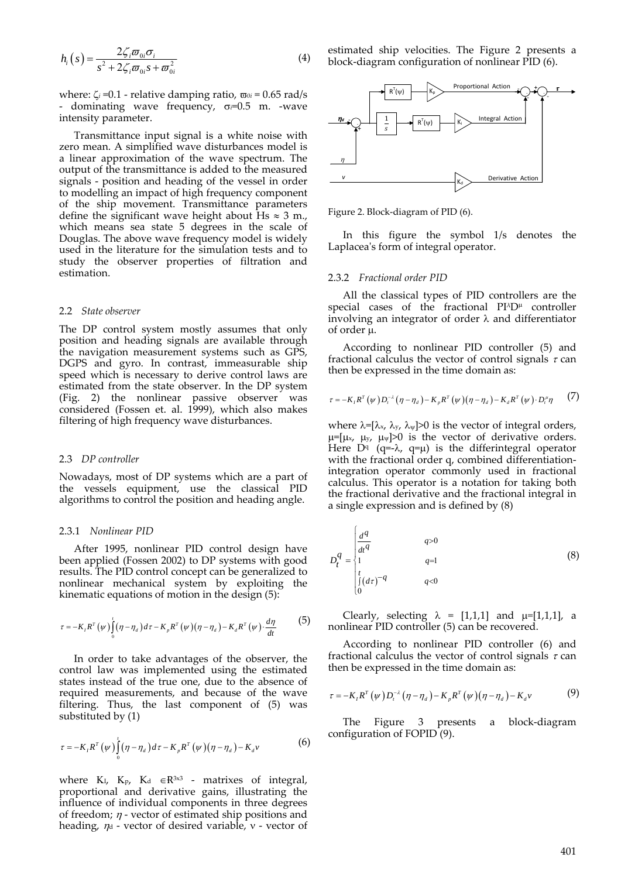$$h_i(s) = \frac{2\zeta_i \varpi_{0i} \sigma_i}{s^2 + 2\zeta_i \varpi_{0i} s + \varpi_{0i}^2} \tag{4}$$

where: $\zeta_i$ =0.1 - relative damping ratio, $\varpi_{0i}$ = 0.65 rad/s - dominating wave frequency, $\sigma_i$=0.5 m. -wave intensity parameter.

Transmittance input signal is a white noise with zero mean. A simplified wave disturbances model is a linear approximation of the wave spectrum. The output of the transmittance is added to the measured signals - position and heading of the vessel in order to modelling an impact of high frequency component of the ship movement. Transmittance parameters define the significant wave height about Hs ≈ 3 m., which means sea state 5 degrees in the scale of Douglas. The above wave frequency model is widely used in the literature for the simulation tests and to study the observer properties of filtration and estimation.

### 2.2 *State observer*

The DP control system mostly assumes that only position and heading signals are available through the navigation measurement systems such as GPS, DGPS and gyro. In contrast, immeasurable ship speed which is necessary to derive control laws are estimated from the state observer. In the DP system (Fig. 2) the nonlinear passive observer was considered (Fossen et. al. 1999), which also makes filtering of high frequency wave disturbances.

### 2.3 *DP controller*

Nowadays, most of DP systems which are a part of the vessels equipment, use the classical PID algorithms to control the position and heading angle.

#### 2.3.1 *Nonlinear PID*

After 1995, nonlinear PID control design have been applied (Fossen 2002) to DP systems with good results. The PID control concept can be generalized to nonlinear mechanical system by exploiting the kinematic equations of motion in the design (5):

$$\tau = -K_I R^T(\psi)\int_0^t (\eta - \eta_d)\, d\tau - K_p R^T(\psi)(\eta - \eta_d) - K_d R^T(\psi)\cdot \frac{d\eta}{dt} \tag{5}$$

In order to take advantages of the observer, the control law was implemented using the estimated states instead of the true one, due to the absence of required measurements, and because of the wave filtering. Thus, the last component of (5) was substituted by (1)

$$\tau = -K_I R^T(\psi)\int_0^t (\eta - \eta_d)\, d\tau - K_p R^T(\psi)(\eta - \eta_d) - K_d \nu \tag{6}$$

where $K_I$, $K_P$, $K_d$ $\in R^{3x3}$ - matrixes of integral, proportional and derivative gains, illustrating the influence of individual components in three degrees of freedom; $\eta$ - vector of estimated ship positions and heading, $\eta_d$ - vector of desired variable, $\nu$ - vector of estimated ship velocities. The Figure 2 presents a block-diagram configuration of nonlinear PID (6).

Figure 2. Block-diagram of PID (6).

In this figure the symbol 1/s denotes the Laplacea's form of integral operator.

#### 2.3.2 *Fractional order PID*

All the classical types of PID controllers are the special cases of the fractional $PI^{\lambda}D^{\mu}$ controller involving an integrator of order $\lambda$ and differentiator of order $\mu$.

According to nonlinear PID controller (5) and fractional calculus the vector of control signals $\tau$ can then be expressed in the time domain as:

$$\tau = -K_I R^T(\psi) D_t^{-\lambda}(\eta - \eta_d) - K_p R^T(\psi)(\eta - \eta_d) - K_d R^T(\psi)\cdot D_t^{\mu}\eta \tag{7}$$

where $\lambda=[\lambda_x, \lambda_y, \lambda_\psi]>0$ is the vector of integral orders, $\mu=[\mu_x, \mu_y, \mu_\psi]>0$ is the vector of derivative orders. Here $D^q$ ($q=-\lambda$, $q=\mu$) is the differintegral operator with the fractional order q, combined differentiation-integration operator commonly used in fractional calculus. This operator is a notation for taking both the fractional derivative and the fractional integral in a single expression and is defined by (8)

$$D_t^q = \begin{cases} \dfrac{d^q}{dt^q} & q>0 \\ 1 & q=1 \\ \int_0^t (d\tau)^{-q} & q<0 \end{cases} \tag{8}$$

Clearly, selecting $\lambda$ = [1,1,1] and $\mu$=[1,1,1], a nonlinear PID controller (5) can be recovered.

According to nonlinear PID controller (6) and fractional calculus the vector of control signals $\tau$ can then be expressed in the time domain as:

$$\tau = -K_I R^T(\psi) D_t^{-\lambda}(\eta - \eta_d) - K_p R^T(\psi)(\eta - \eta_d) - K_d \nu \tag{9}$$

The Figure 3 presents a block-diagram configuration of FOPID (9).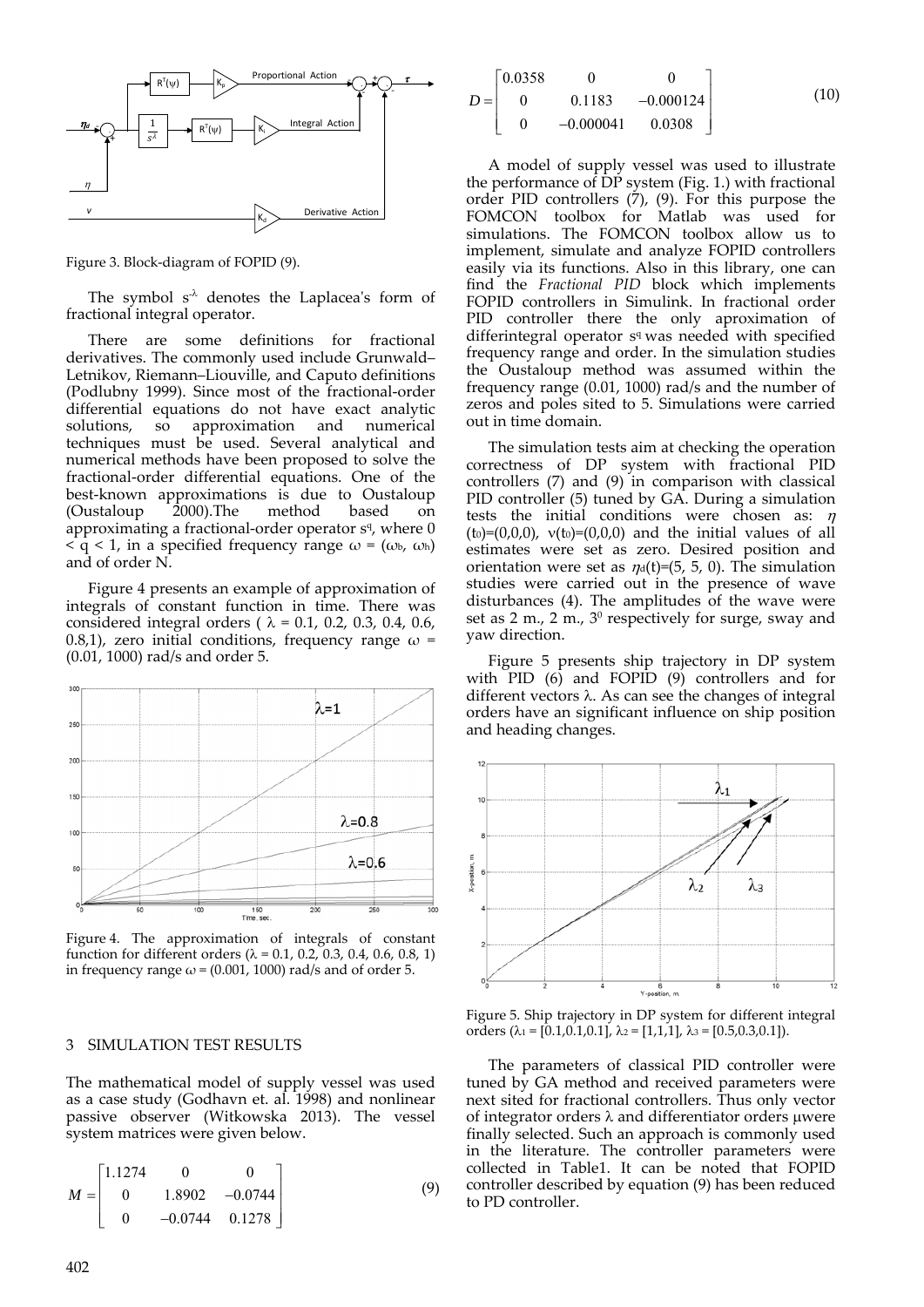Figure 3. Block-diagram of FOPID (9).

The symbol $s^{-\lambda}$ denotes the Laplacea's form of fractional integral operator.

There are some definitions for fractional derivatives. The commonly used include Grunwald–Letnikov, Riemann–Liouville, and Caputo definitions (Podlubny 1999). Since most of the fractional-order differential equations do not have exact analytic solutions, so approximation and numerical techniques must be used. Several analytical and numerical methods have been proposed to solve the fractional-order differential equations. One of the best-known approximations is due to Oustaloup (Oustaloup 2000).The method based on approximating a fractional-order operator $s^q$, where $0 < q < 1$, in a specified frequency range $\omega = (\omega_b, \omega_h)$ and of order N.

Figure 4 presents an example of approximation of integrals of constant function in time. There was considered integral orders ( $\lambda$ = 0.1, 0.2, 0.3, 0.4, 0.6, 0.8,1), zero initial conditions, frequency range $\omega$ = (0.01, 1000) rad/s and order 5.

Figure 4. The approximation of integrals of constant function for different orders ($\lambda$ = 0.1, 0.2, 0.3, 0.4, 0.6, 0.8, 1) in frequency range $\omega$ = (0.001, 1000) rad/s and of order 5.

## 3 SIMULATION TEST RESULTS

The mathematical model of supply vessel was used as a case study (Godhavn et. al. 1998) and nonlinear passive observer (Witkowska 2013). The vessel system matrices were given below.

$$M = \begin{bmatrix} 1.1274 & 0 & 0 \\ 0 & 1.8902 & -0.0744 \\ 0 & -0.0744 & 0.1278 \end{bmatrix} \tag{9}$$

$$D = \begin{bmatrix} 0.0358 & 0 & 0 \\ 0 & 0.1183 & -0.000124 \\ 0 & -0.000041 & 0.0308 \end{bmatrix} \tag{10}$$

A model of supply vessel was used to illustrate the performance of DP system (Fig. 1.) with fractional order PID controllers (7), (9). For this purpose the FOMCON toolbox for Matlab was used for simulations. The FOMCON toolbox allow us to implement, simulate and analyze FOPID controllers easily via its functions. Also in this library, one can find the *Fractional PID* block which implements FOPID controllers in Simulink. In fractional order PID controller there the only aproximation of differintegral operator $s^q$ was needed with specified frequency range and order. In the simulation studies the Oustaloup method was assumed within the frequency range (0.01, 1000) rad/s and the number of zeros and poles sited to 5. Simulations were carried out in time domain.

The simulation tests aim at checking the operation correctness of DP system with fractional PID controllers (7) and (9) in comparison with classical PID controller (5) tuned by GA. During a simulation tests the initial conditions were chosen as: $\eta(t_0)=(0,0,0)$, $\nu(t_0)=(0,0,0)$ and the initial values of all estimates were set as zero. Desired position and orientation were set as $\eta_d(t)=(5, 5, 0)$. The simulation studies were carried out in the presence of wave disturbances (4). The amplitudes of the wave were set as 2 m., 2 m., $3^0$ respectively for surge, sway and yaw direction.

Figure 5 presents ship trajectory in DP system with PID (6) and FOPID (9) controllers and for different vectors $\lambda$. As can see the changes of integral orders have an significant influence on ship position and heading changes.

Figure 5. Ship trajectory in DP system for different integral orders ($\lambda_1$ = [0.1,0.1,0.1], $\lambda_2$ = [1,1,1], $\lambda_3$ = [0.5,0.3,0.1]).

The parameters of classical PID controller were tuned by GA method and received parameters were next sited for fractional controllers. Thus only vector of integrator orders $\lambda$ and differentiator orders $\mu$were finally selected. Such an approach is commonly used in the literature. The controller parameters were collected in Table1. It can be noted that FOPID controller described by equation (9) has been reduced to PD controller.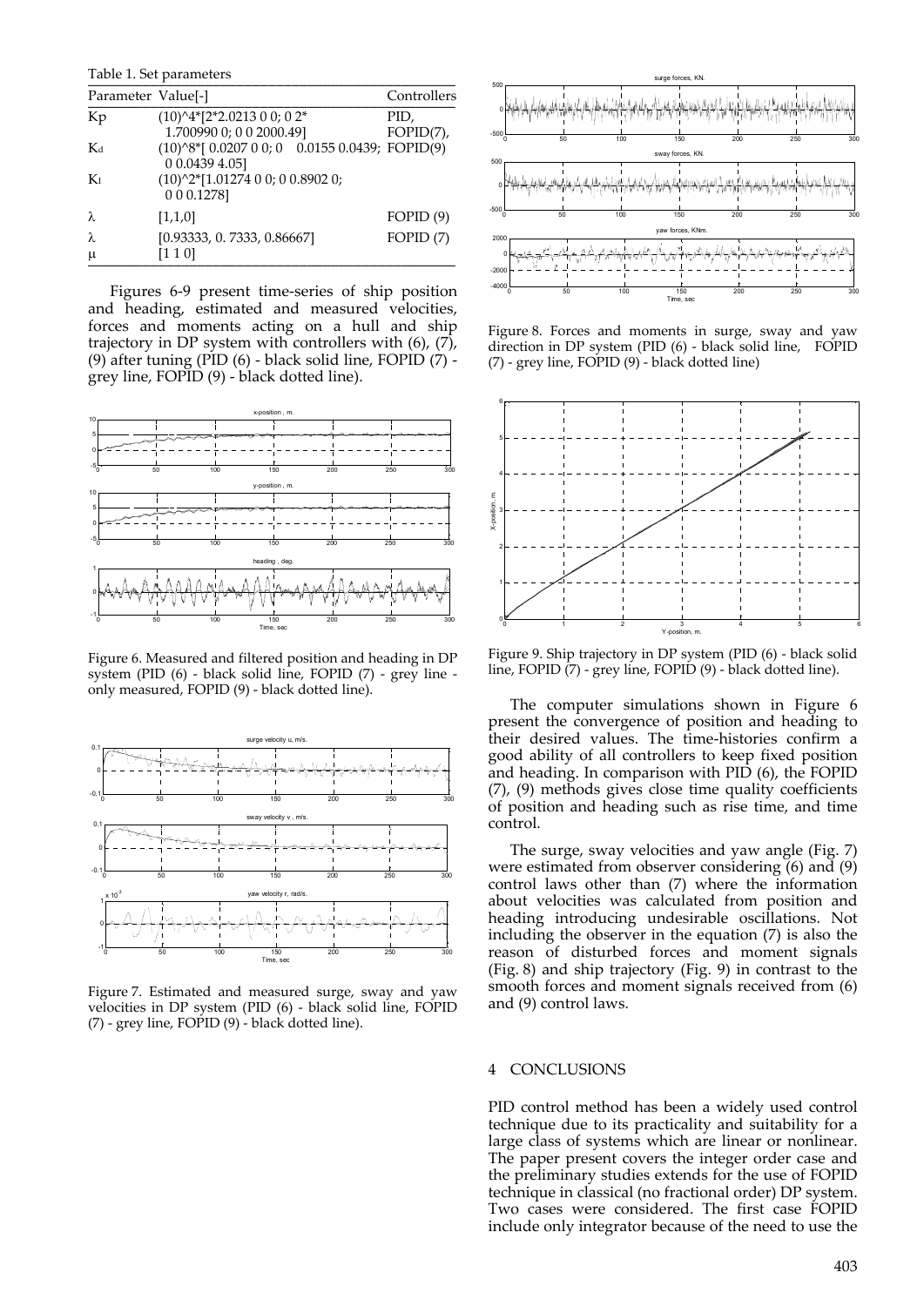Table 1. Set parameters

| Parameter | Value[-] | Controllers |
|---|---|---|
| Kp | (10)^4*[2*2.0213 0 0; 0 2* 1.700990 0; 0 0 2000.49] | PID, FOPID(7), |
| $K_d$ | (10)^8*[ 0.0207 0 0; 0 0.0155 0.0439; 0 0.0439 4.05] | FOPID(9) |
| $K_I$ | (10)^2*[1.01274 0 0; 0 0.8902 0; 0 0 0.1278] | |
| λ | [1,1,0] | FOPID (9) |
| λ | [0.93333, 0. 7333, 0.86667] | FOPID (7) |
| μ | [1 1 0] | |

Figures 6-9 present time-series of ship position and heading, estimated and measured velocities, forces and moments acting on a hull and ship trajectory in DP system with controllers with (6), (7), (9) after tuning (PID (6) - black solid line, FOPID (7) - grey line, FOPID (9) - black dotted line).

Figure 6. Measured and filtered position and heading in DP system (PID (6) - black solid line, FOPID (7) - grey line - only measured, FOPID (9) - black dotted line).

Figure 7. Estimated and measured surge, sway and yaw velocities in DP system (PID (6) - black solid line, FOPID (7) - grey line, FOPID (9) - black dotted line).

Figure 8. Forces and moments in surge, sway and yaw direction in DP system (PID (6) - black solid line, FOPID (7) - grey line, FOPID (9) - black dotted line)

Figure 9. Ship trajectory in DP system (PID (6) - black solid line, FOPID (7) - grey line, FOPID (9) - black dotted line).

The computer simulations shown in Figure 6 present the convergence of position and heading to their desired values. The time-histories confirm a good ability of all controllers to keep fixed position and heading. In comparison with PID (6), the FOPID (7), (9) methods gives close time quality coefficients of position and heading such as rise time, and time control.

The surge, sway velocities and yaw angle (Fig. 7) were estimated from observer considering (6) and (9) control laws other than (7) where the information about velocities was calculated from position and heading introducing undesirable oscillations. Not including the observer in the equation (7) is also the reason of disturbed forces and moment signals (Fig. 8) and ship trajectory (Fig. 9) in contrast to the smooth forces and moment signals received from (6) and (9) control laws.

## 4 CONCLUSIONS

PID control method has been a widely used control technique due to its practicality and suitability for a large class of systems which are linear or nonlinear. The paper present covers the integer order case and the preliminary studies extends for the use of FOPID technique in classical (no fractional order) DP system. Two cases were considered. The first case FOPID include only integrator because of the need to use the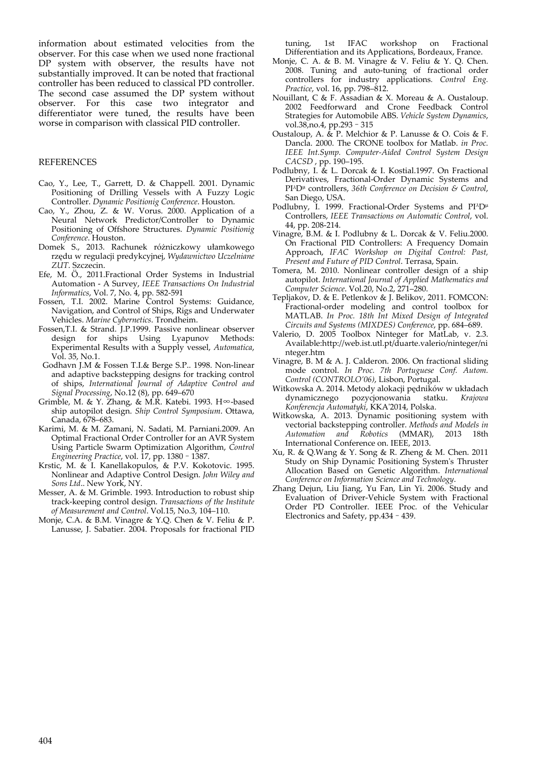information about estimated velocities from the observer. For this case when we used none fractional DP system with observer, the results have not substantially improved. It can be noted that fractional controller has been reduced to classical PD controller. The second case assumed the DP system without observer. For this case two integrator and differentiator were tuned, the results have been worse in comparison with classical PID controller.

## REFERENCES

Cao, Y., Lee, T., Garrett, D. & Chappell. 2001. Dynamic Positioning of Drilling Vessels with A Fuzzy Logic Controller. *Dynamic Positionig Conference*. Houston.

Cao, Y., Zhou, Z. & W. Vorus. 2000. Application of a Neural Network Predictor/Controller to Dynamic Positioning of Offshore Structures. *Dynamic Positionig Conference*. Houston.

Domek S., 2013. Rachunek różniczkowy ułamkowego rzędu w regulacji predykcyjnej, *Wydawnictwo Uczelniane ZUT*. Szczecin.

Efe, M. Ö., 2011.Fractional Order Systems in Industrial Automation - A Survey, *IEEE Transactions On Industrial Informatics*, Vol. 7, No. 4, pp. 582-591

Fossen, T.I. 2002. Marine Control Systems: Guidance, Navigation, and Control of Ships, Rigs and Underwater Vehicles. *Marine Cybernetics*. Trondheim.

Fossen,T.I. & Strand. J.P.1999. Passive nonlinear observer design for ships Using Lyapunov Methods: Experimental Results with a Supply vessel, *Automatica*, Vol. 35, No.1.

Godhavn J.M & Fossen T.I.& Berge S.P.. 1998. Non-linear and adaptive backstepping designs for tracking control of ships, *International Journal of Adaptive Control and Signal Processing*, No.12 (8), pp. 649–670

Grimble, M. & Y. Zhang, & M.R. Katebi. 1993. H∞-based ship autopilot design. *Ship Control Symposium*. Ottawa, Canada, 678–683.

Karimi, M. & M. Zamani, N. Sadati, M. Parniani.2009. An Optimal Fractional Order Controller for an AVR System Using Particle Swarm Optimization Algorithm, *Control Engineering Practice*, vol. 17, pp. 1380 - 1387.

Krstic, M. & I. Kanellakopulos, & P.V. Kokotovic. 1995. Nonlinear and Adaptive Control Design. *John Wiley and Sons Ltd.*. New York, NY.

Messer, A. & M. Grimble. 1993. Introduction to robust ship track-keeping control design. *Transactions of the Institute of Measurement and Control*. Vol.15, No.3, 104–110.

Monje, C.A. & B.M. Vinagre & Y.Q. Chen & V. Feliu & P. Lanusse, J. Sabatier. 2004. Proposals for fractional PID tuning, 1st IFAC workshop on Fractional Differentiation and its Applications, Bordeaux, France.

Monje, C. A. & B. M. Vinagre & V. Feliu & Y. Q. Chen. 2008. Tuning and auto-tuning of fractional order controllers for industry applications. *Control Eng. Practice*, vol. 16, pp. 798–812.

Nouillant, C & F. Assadian & X. Moreau & A. Oustaloup. 2002 Feedforward and Crone Feedback Control Strategies for Automobile ABS. *Vehicle System Dynamics*, vol.38,no.4, pp.293 - 315

Oustaloup, A. & P. Melchior & P. Lanusse & O. Cois & F. Dancla. 2000. The CRONE toolbox for Matlab. *in Proc. IEEE Int.Symp. Computer-Aided Control System Design CACSD* , pp. 190–195.

Podlubny, I. & L. Dorcak & I. Kostial.1997. On Fractional Derivatives, Fractional-Order Dynamic Systems and $PI^{\lambda}D^{\mu}$ controllers, *36th Conference on Decision & Control*, San Diego, USA.

Podlubny, I. 1999. Fractional-Order Systems and $PI^{\lambda}D^{\mu}$ Controllers, *IEEE Transactions on Automatic Control*, vol. 44, pp. 208-214.

Vinagre, B.M. & I. Podlubny & L. Dorcak & V. Feliu.2000. On Fractional PID Controllers: A Frequency Domain Approach, *IFAC Workshop on Digital Control: Past, Present and Future of PID Control*. Terrasa, Spain.

Tomera, M. 2010. Nonlinear controller design of a ship autopilot. *International Journal of Applied Mathematics and Computer Science*. Vol.20, No.2, 271–280.

Tepljakov, D. & E. Petlenkov & J. Belikov, 2011. FOMCON: Fractional-order modeling and control toolbox for MATLAB. *In Proc. 18th Int Mixed Design of Integrated Circuits and Systems (MIXDES) Conference*, pp. 684–689.

Valerio, D. 2005 Toolbox Ninteger for MatLab, v. 2.3. Available:http://web.ist.utl.pt/duarte.valerio/ninteger/ninteger.htm

Vinagre, B. M & A. J. Calderon. 2006. On fractional sliding mode control. *In Proc. 7th Portuguese Conf. Autom. Control (CONTROLO'06)*, Lisbon, Portugal.

Witkowska A. 2014. Metody alokacji pędników w układach dynamicznego pozycjonowania statku. *Krajowa Konferencja Automatyki*, KKA'2014, Polska.

Witkowska, A. 2013. Dynamic positioning system with vectorial backstepping controller. *Methods and Models in Automation and Robotics* (MMAR), 2013 18th International Conference on. IEEE, 2013.

Xu, R. & Q.Wang & Y. Song & R. Zheng & M. Chen. 2011 Study on Ship Dynamic Positioning System's Thruster Allocation Based on Genetic Algorithm. *International Conference on Information Science and Technology*.

Zhang Dejun, Liu Jiang, Yu Fan, Lin Yi. 2006. Study and Evaluation of Driver-Vehicle System with Fractional Order PD Controller. IEEE Proc. of the Vehicular Electronics and Safety, pp.434 - 439.